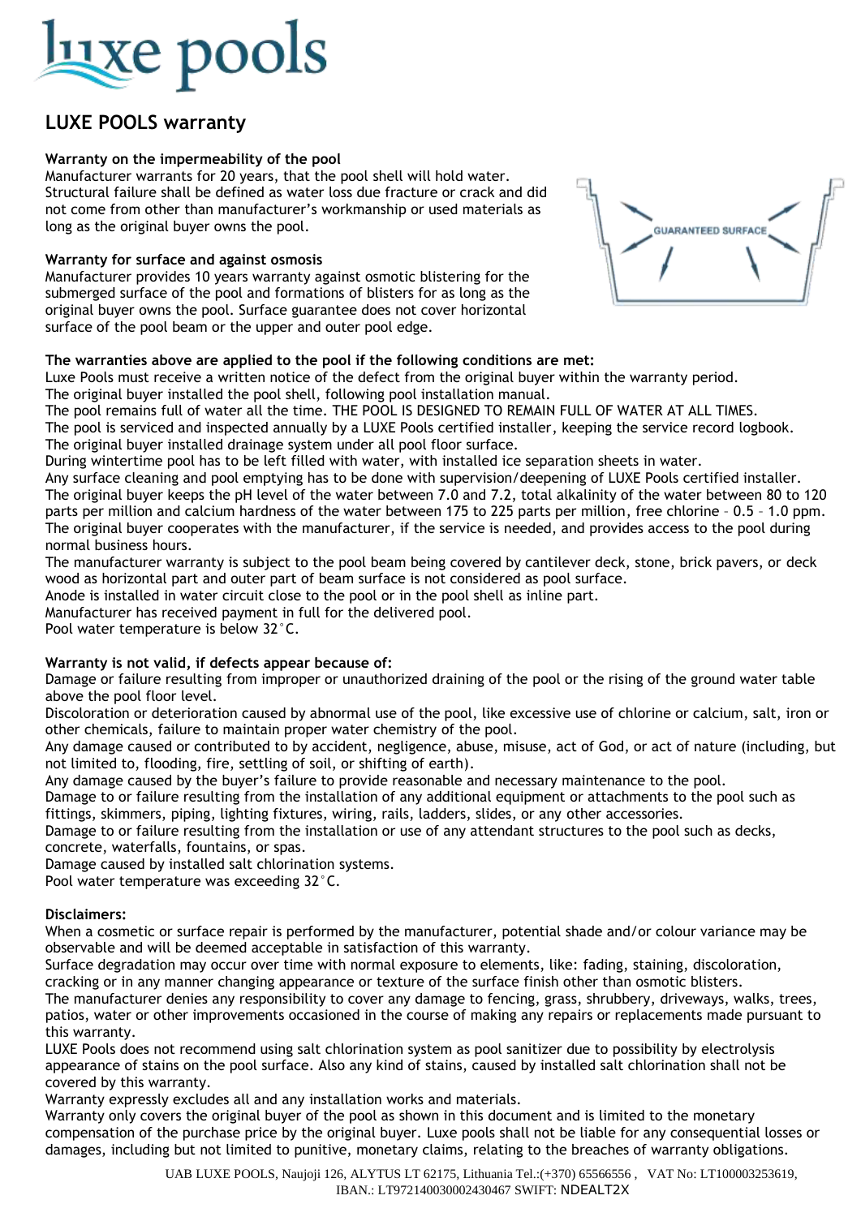# LUXE POOLS warranty

**Warranty on the impermeability of the pool**

Manufacturer warrants for 20 years, that the pool shell will hold water. Structural failure shall be defined as water loss due fracture or crack and did not come from other than manufacturer's workmanship or used materials as long as the original buyer owns the pool.

**Warranty for surface and against osmosis**

Manufacturer provides 10 years warranty against osmotic blistering for the submerged surface of the pool and formations of blisters for as long as the original buyer owns the pool. Surface guarantee does not cover horizontal surface of the pool beam or the upper and outer pool edge.

GUARANTEED SURFACE

**The warranties above are applied to the pool if the following conditions are met:**

Luxe Pools must receive a written notice of the defect from the original buyer within the warranty period.
The original buyer installed the pool shell, following pool installation manual.
The pool remains full of water all the time. THE POOL IS DESIGNED TO REMAIN FULL OF WATER AT ALL TIMES.
The pool is serviced and inspected annually by a LUXE Pools certified installer, keeping the service record logbook.
The original buyer installed drainage system under all pool floor surface.
During wintertime pool has to be left filled with water, with installed ice separation sheets in water.
Any surface cleaning and pool emptying has to be done with supervision/deepening of LUXE Pools certified installer.
The original buyer keeps the pH level of the water between 7.0 and 7.2, total alkalinity of the water between 80 to 120 parts per million and calcium hardness of the water between 175 to 225 parts per million, free chlorine – 0.5 – 1.0 ppm.
The original buyer cooperates with the manufacturer, if the service is needed, and provides access to the pool during normal business hours.
The manufacturer warranty is subject to the pool beam being covered by cantilever deck, stone, brick pavers, or deck wood as horizontal part and outer part of beam surface is not considered as pool surface.
Anode is installed in water circuit close to the pool or in the pool shell as inline part.
Manufacturer has received payment in full for the delivered pool.
Pool water temperature is below 32°C.

**Warranty is not valid, if defects appear because of:**

Damage or failure resulting from improper or unauthorized draining of the pool or the rising of the ground water table above the pool floor level.
Discoloration or deterioration caused by abnormal use of the pool, like excessive use of chlorine or calcium, salt, iron or other chemicals, failure to maintain proper water chemistry of the pool.
Any damage caused or contributed to by accident, negligence, abuse, misuse, act of God, or act of nature (including, but not limited to, flooding, fire, settling of soil, or shifting of earth).
Any damage caused by the buyer's failure to provide reasonable and necessary maintenance to the pool.
Damage to or failure resulting from the installation of any additional equipment or attachments to the pool such as fittings, skimmers, piping, lighting fixtures, wiring, rails, ladders, slides, or any other accessories.
Damage to or failure resulting from the installation or use of any attendant structures to the pool such as decks, concrete, waterfalls, fountains, or spas.
Damage caused by installed salt chlorination systems.
Pool water temperature was exceeding 32°C.

**Disclaimers:**

When a cosmetic or surface repair is performed by the manufacturer, potential shade and/or colour variance may be observable and will be deemed acceptable in satisfaction of this warranty.
Surface degradation may occur over time with normal exposure to elements, like: fading, staining, discoloration, cracking or in any manner changing appearance or texture of the surface finish other than osmotic blisters.
The manufacturer denies any responsibility to cover any damage to fencing, grass, shrubbery, driveways, walks, trees, patios, water or other improvements occasioned in the course of making any repairs or replacements made pursuant to this warranty.
LUXE Pools does not recommend using salt chlorination system as pool sanitizer due to possibility by electrolysis appearance of stains on the pool surface. Also any kind of stains, caused by installed salt chlorination shall not be covered by this warranty.
Warranty expressly excludes all and any installation works and materials.
Warranty only covers the original buyer of the pool as shown in this document and is limited to the monetary compensation of the purchase price by the original buyer. Luxe pools shall not be liable for any consequential losses or damages, including but not limited to punitive, monetary claims, relating to the breaches of warranty obligations.

UAB LUXE POOLS, Naujoji 126, ALYTUS LT 62175, Lithuania Tel.:(+370) 65566556 , VAT No: LT100003253619, IBAN.: LT972140030002430467 SWIFT: NDEALT2X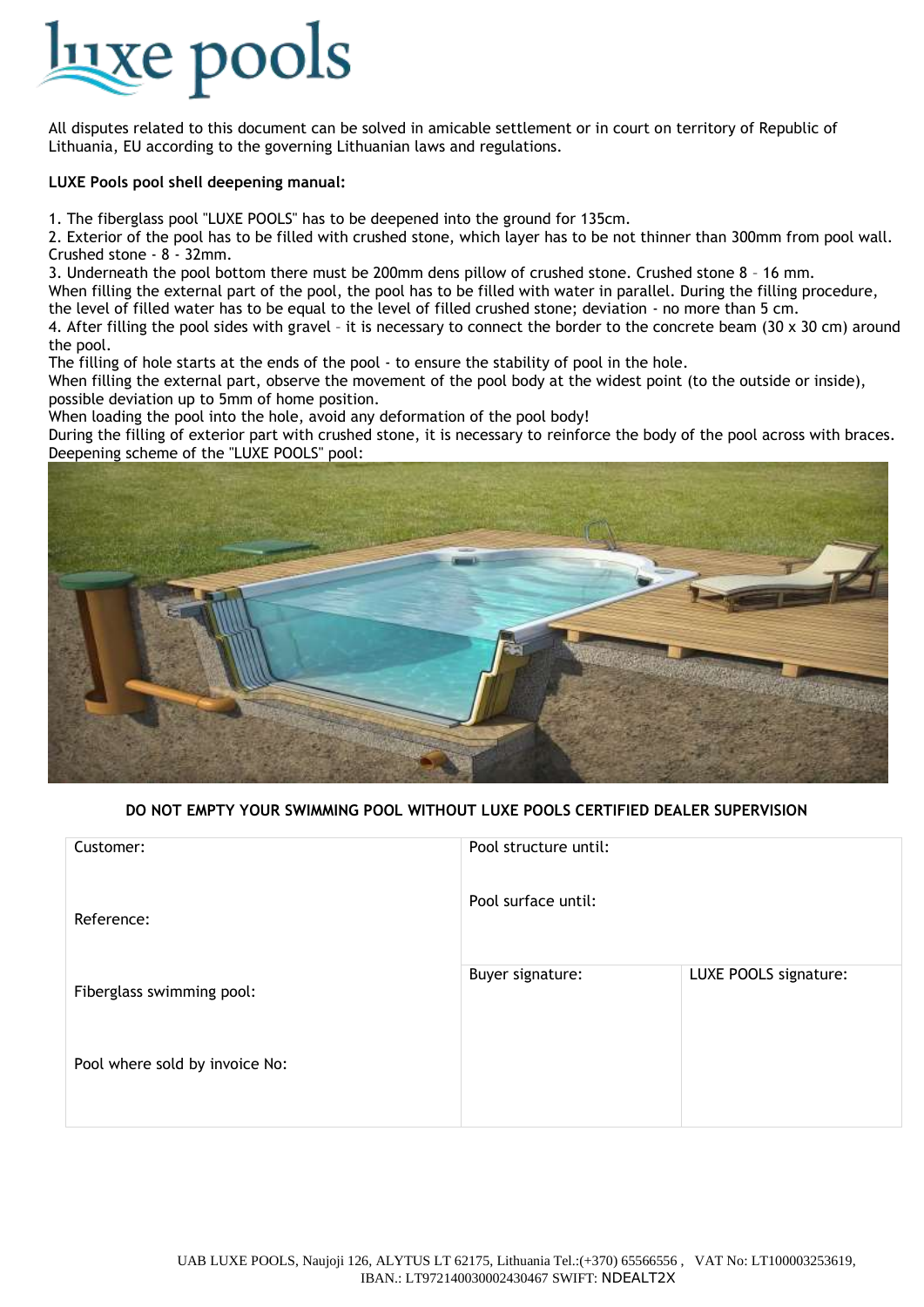luxe pools

All disputes related to this document can be solved in amicable settlement or in court on territory of Republic of Lithuania, EU according to the governing Lithuanian laws and regulations.

**LUXE Pools pool shell deepening manual:**

1. The fiberglass pool "LUXE POOLS" has to be deepened into the ground for 135cm.
2. Exterior of the pool has to be filled with crushed stone, which layer has to be not thinner than 300mm from pool wall. Crushed stone - 8 - 32mm.
3. Underneath the pool bottom there must be 200mm dens pillow of crushed stone. Crushed stone 8 – 16 mm.

When filling the external part of the pool, the pool has to be filled with water in parallel. During the filling procedure, the level of filled water has to be equal to the level of filled crushed stone; deviation - no more than 5 cm.

4. After filling the pool sides with gravel – it is necessary to connect the border to the concrete beam (30 x 30 cm) around the pool.

The filling of hole starts at the ends of the pool - to ensure the stability of pool in the hole.

When filling the external part, observe the movement of the pool body at the widest point (to the outside or inside), possible deviation up to 5mm of home position.

When loading the pool into the hole, avoid any deformation of the pool body!

During the filling of exterior part with crushed stone, it is necessary to reinforce the body of the pool across with braces.

Deepening scheme of the "LUXE POOLS" pool:

**DO NOT EMPTY YOUR SWIMMING POOL WITHOUT LUXE POOLS CERTIFIED DEALER SUPERVISION**

| | | |
|---|---|---|
| Customer:<br><br>Reference: | Pool structure until:<br><br>Pool surface until: | |
| Fiberglass swimming pool:<br><br>Pool where sold by invoice No: | Buyer signature: | LUXE POOLS signature: |

UAB LUXE POOLS, Naujoji 126, ALYTUS LT 62175, Lithuania Tel.:(+370) 65566556 , VAT No: LT100003253619, IBAN.: LT972140030002430467 SWIFT: NDEALT2X